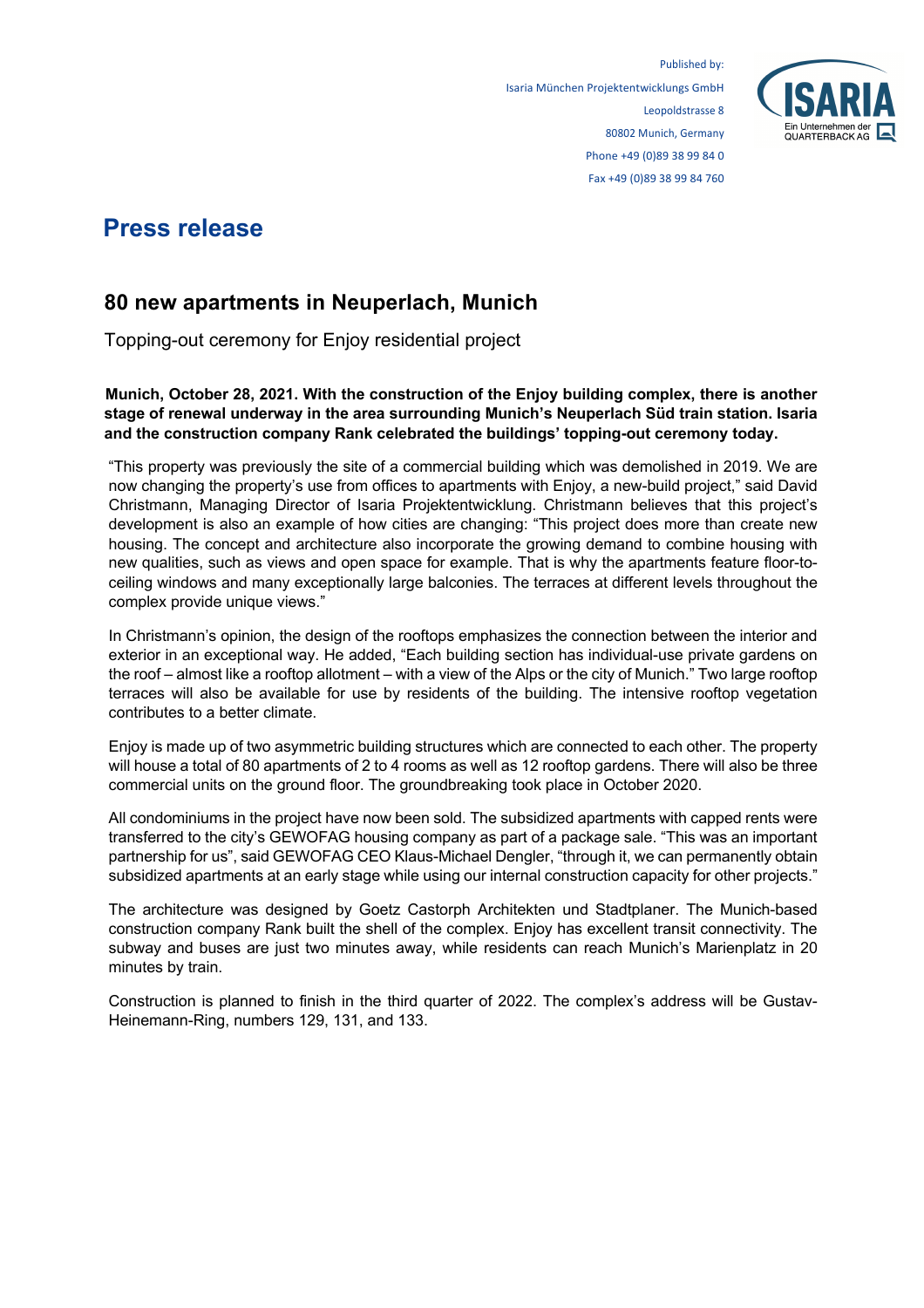Published by:
Isaria München Projektentwicklungs GmbH
Leopoldstrasse 8
80802 Munich, Germany
Phone +49 (0)89 38 99 84 0
Fax +49 (0)89 38 99 84 760

ISARIA
Ein Unternehmen der QUARTERBACK AG

# Press release

## 80 new apartments in Neuperlach, Munich

Topping-out ceremony for Enjoy residential project

**Munich, October 28, 2021. With the construction of the Enjoy building complex, there is another stage of renewal underway in the area surrounding Munich's Neuperlach Süd train station. Isaria and the construction company Rank celebrated the buildings' topping-out ceremony today.**

"This property was previously the site of a commercial building which was demolished in 2019. We are now changing the property's use from offices to apartments with Enjoy, a new-build project," said David Christmann, Managing Director of Isaria Projektentwicklung. Christmann believes that this project's development is also an example of how cities are changing: "This project does more than create new housing. The concept and architecture also incorporate the growing demand to combine housing with new qualities, such as views and open space for example. That is why the apartments feature floor-to-ceiling windows and many exceptionally large balconies. The terraces at different levels throughout the complex provide unique views."

In Christmann's opinion, the design of the rooftops emphasizes the connection between the interior and exterior in an exceptional way. He added, "Each building section has individual-use private gardens on the roof – almost like a rooftop allotment – with a view of the Alps or the city of Munich." Two large rooftop terraces will also be available for use by residents of the building. The intensive rooftop vegetation contributes to a better climate.

Enjoy is made up of two asymmetric building structures which are connected to each other. The property will house a total of 80 apartments of 2 to 4 rooms as well as 12 rooftop gardens. There will also be three commercial units on the ground floor. The groundbreaking took place in October 2020.

All condominiums in the project have now been sold. The subsidized apartments with capped rents were transferred to the city's GEWOFAG housing company as part of a package sale. "This was an important partnership for us", said GEWOFAG CEO Klaus-Michael Dengler, "through it, we can permanently obtain subsidized apartments at an early stage while using our internal construction capacity for other projects."

The architecture was designed by Goetz Castorph Architekten und Stadtplaner. The Munich-based construction company Rank built the shell of the complex. Enjoy has excellent transit connectivity. The subway and buses are just two minutes away, while residents can reach Munich's Marienplatz in 20 minutes by train.

Construction is planned to finish in the third quarter of 2022. The complex's address will be Gustav-Heinemann-Ring, numbers 129, 131, and 133.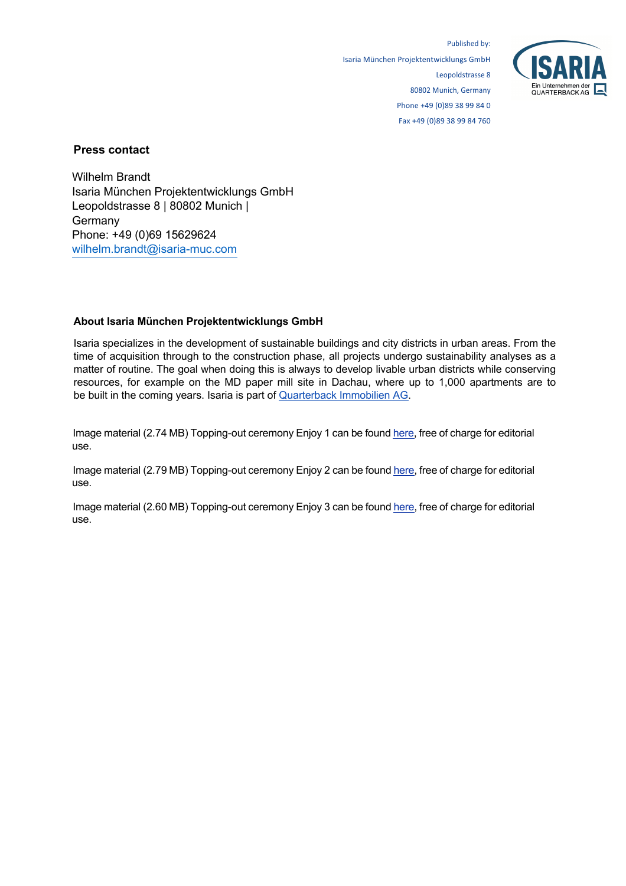Published by:
Isaria München Projektentwicklungs GmbH
Leopoldstrasse 8
80802 Munich, Germany
Phone +49 (0)89 38 99 84 0
Fax +49 (0)89 38 99 84 760

**Press contact**

Wilhelm Brandt
Isaria München Projektentwicklungs GmbH
Leopoldstrasse 8 | 80802 Munich | Germany
Phone: +49 (0)69 15629624
wilhelm.brandt@isaria-muc.com

**About Isaria München Projektentwicklungs GmbH**

Isaria specializes in the development of sustainable buildings and city districts in urban areas. From the time of acquisition through to the construction phase, all projects undergo sustainability analyses as a matter of routine. The goal when doing this is always to develop livable urban districts while conserving resources, for example on the MD paper mill site in Dachau, where up to 1,000 apartments are to be built in the coming years. Isaria is part of Quarterback Immobilien AG.

Image material (2.74 MB) Topping-out ceremony Enjoy 1 can be found here, free of charge for editorial use.

Image material (2.79 MB) Topping-out ceremony Enjoy 2 can be found here, free of charge for editorial use.

Image material (2.60 MB) Topping-out ceremony Enjoy 3 can be found here, free of charge for editorial use.